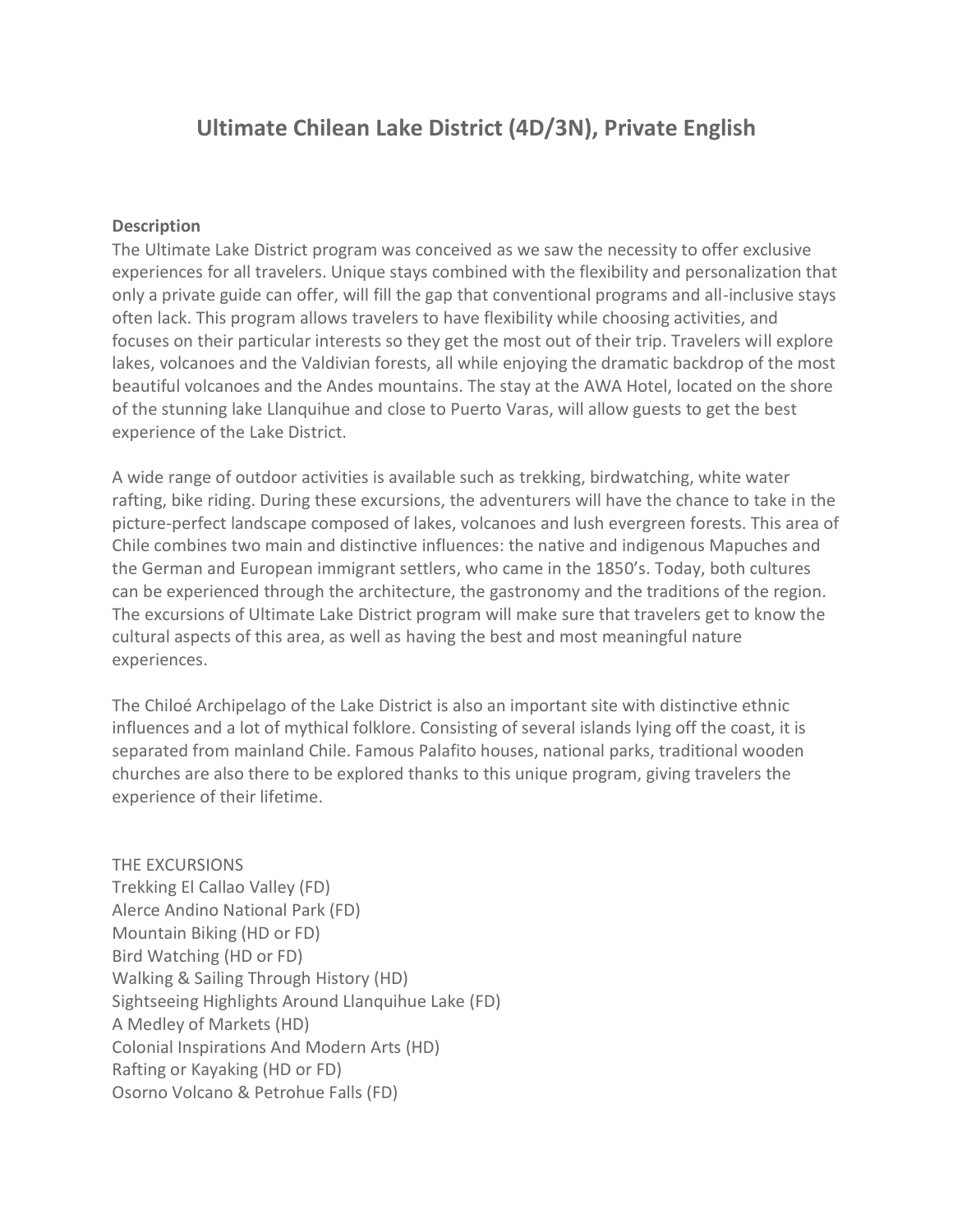# Ultimate Chilean Lake District (4D/3N), Private English

**Description**

The Ultimate Lake District program was conceived as we saw the necessity to offer exclusive experiences for all travelers. Unique stays combined with the flexibility and personalization that only a private guide can offer, will fill the gap that conventional programs and all-inclusive stays often lack. This program allows travelers to have flexibility while choosing activities, and focuses on their particular interests so they get the most out of their trip. Travelers will explore lakes, volcanoes and the Valdivian forests, all while enjoying the dramatic backdrop of the most beautiful volcanoes and the Andes mountains. The stay at the AWA Hotel, located on the shore of the stunning lake Llanquihue and close to Puerto Varas, will allow guests to get the best experience of the Lake District.

A wide range of outdoor activities is available such as trekking, birdwatching, white water rafting, bike riding. During these excursions, the adventurers will have the chance to take in the picture-perfect landscape composed of lakes, volcanoes and lush evergreen forests. This area of Chile combines two main and distinctive influences: the native and indigenous Mapuches and the German and European immigrant settlers, who came in the 1850's. Today, both cultures can be experienced through the architecture, the gastronomy and the traditions of the region. The excursions of Ultimate Lake District program will make sure that travelers get to know the cultural aspects of this area, as well as having the best and most meaningful nature experiences.

The Chiloé Archipelago of the Lake District is also an important site with distinctive ethnic influences and a lot of mythical folklore. Consisting of several islands lying off the coast, it is separated from mainland Chile. Famous Palafito houses, national parks, traditional wooden churches are also there to be explored thanks to this unique program, giving travelers the experience of their lifetime.

THE EXCURSIONS

Trekking El Callao Valley (FD)
Alerce Andino National Park (FD)
Mountain Biking (HD or FD)
Bird Watching (HD or FD)
Walking & Sailing Through History (HD)
Sightseeing Highlights Around Llanquihue Lake (FD)
A Medley of Markets (HD)
Colonial Inspirations And Modern Arts (HD)
Rafting or Kayaking (HD or FD)
Osorno Volcano & Petrohue Falls (FD)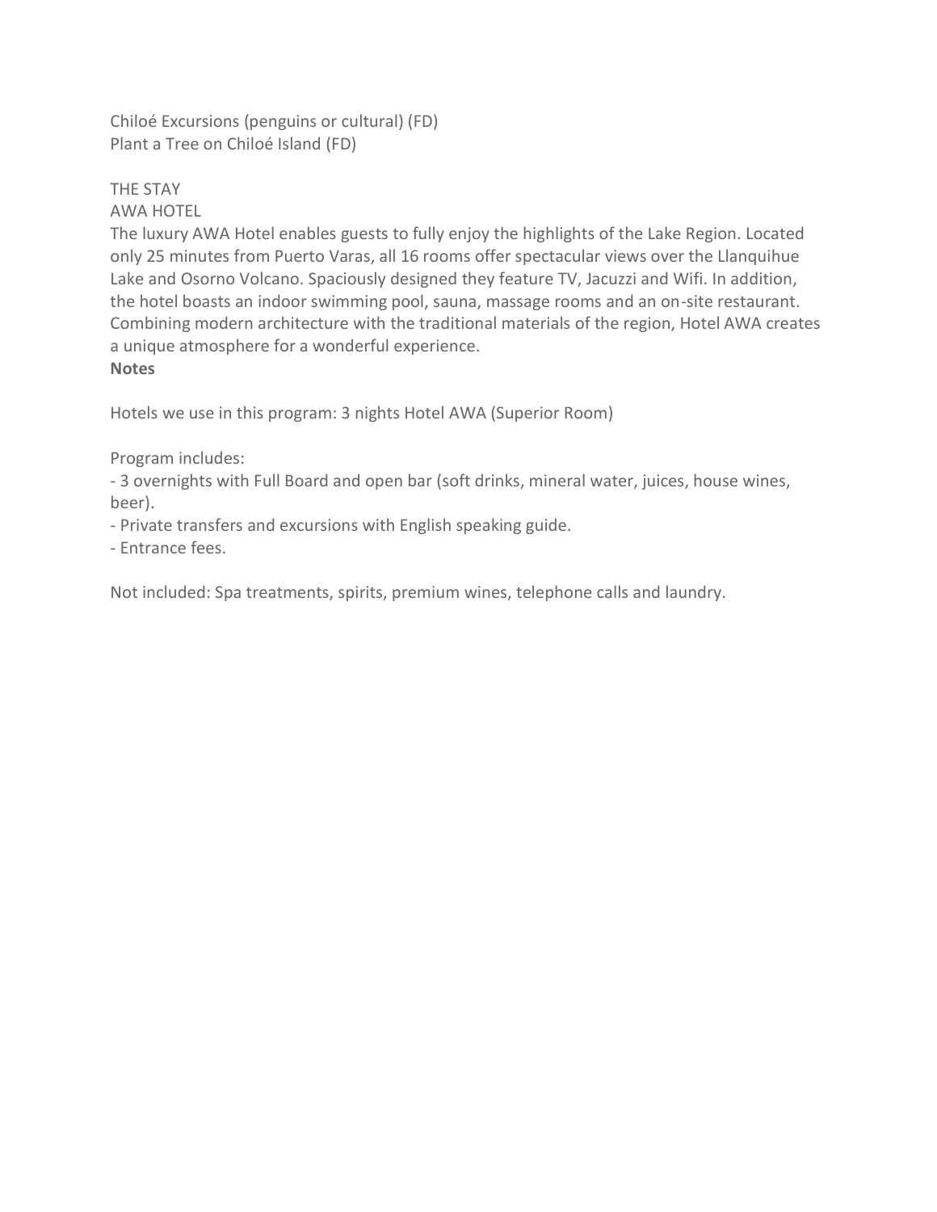Chiloé Excursions (penguins or cultural) (FD)
Plant a Tree on Chiloé Island (FD)

THE STAY
AWA HOTEL
The luxury AWA Hotel enables guests to fully enjoy the highlights of the Lake Region. Located only 25 minutes from Puerto Varas, all 16 rooms offer spectacular views over the Llanquihue Lake and Osorno Volcano. Spaciously designed they feature TV, Jacuzzi and Wifi. In addition, the hotel boasts an indoor swimming pool, sauna, massage rooms and an on-site restaurant. Combining modern architecture with the traditional materials of the region, Hotel AWA creates a unique atmosphere for a wonderful experience.
**Notes**

Hotels we use in this program: 3 nights Hotel AWA (Superior Room)

Program includes:
- 3 overnights with Full Board and open bar (soft drinks, mineral water, juices, house wines, beer).
- Private transfers and excursions with English speaking guide.
- Entrance fees.

Not included: Spa treatments, spirits, premium wines, telephone calls and laundry.